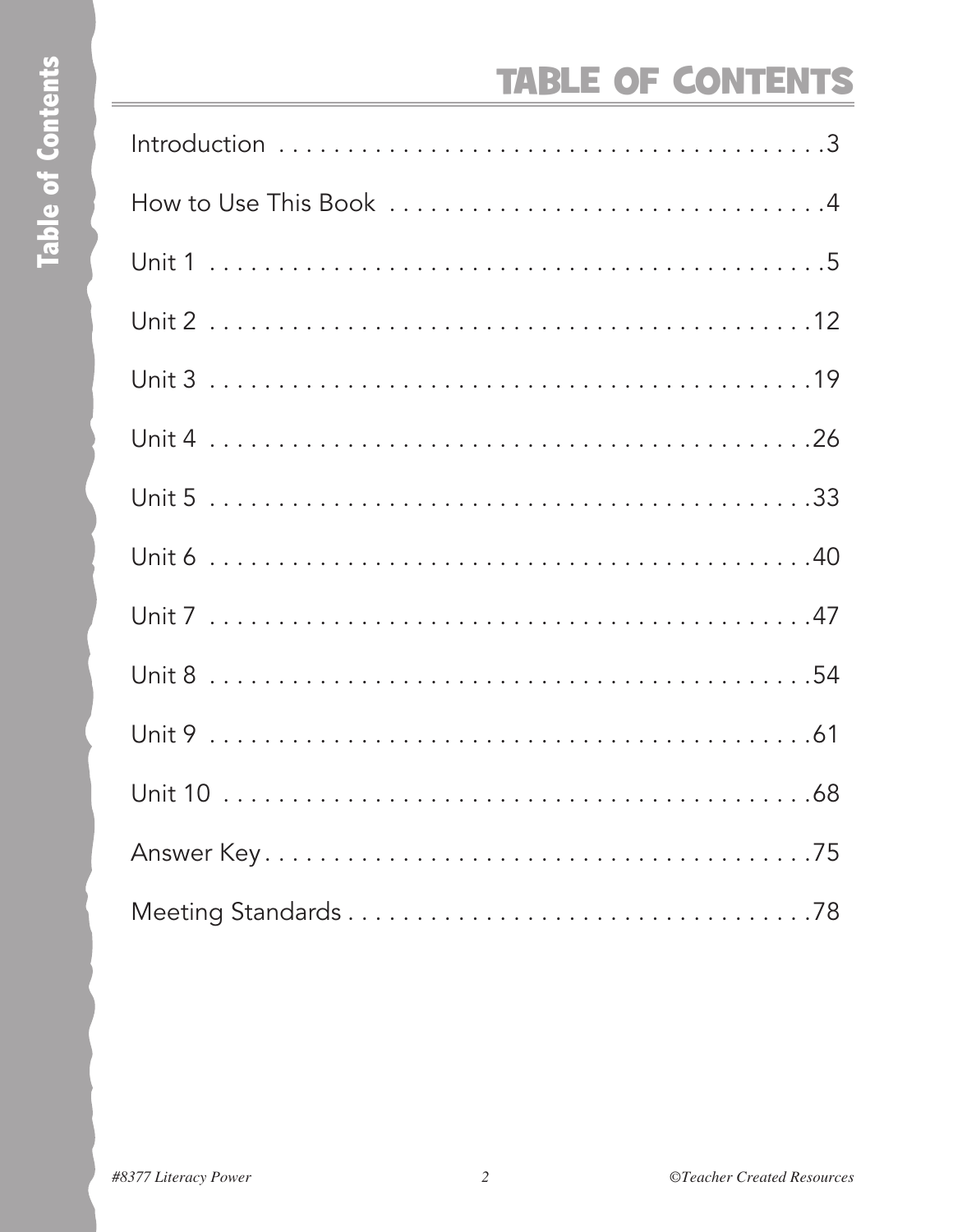# TABLE OF CONTENTS

Introduction . . . . . . . . . . . . . . . . . . . . . . . . . . . . . . . . . . . . . . . . . .3

How to Use This Book . . . . . . . . . . . . . . . . . . . . . . . . . . . . . . . . . .4

Unit 1 . . . . . . . . . . . . . . . . . . . . . . . . . . . . . . . . . . . . . . . . . . . . . .5

Unit 2 . . . . . . . . . . . . . . . . . . . . . . . . . . . . . . . . . . . . . . . . . . . . .12

Unit 3 . . . . . . . . . . . . . . . . . . . . . . . . . . . . . . . . . . . . . . . . . . . . .19

Unit 4 . . . . . . . . . . . . . . . . . . . . . . . . . . . . . . . . . . . . . . . . . . . . .26

Unit 5 . . . . . . . . . . . . . . . . . . . . . . . . . . . . . . . . . . . . . . . . . . . . .33

Unit 6 . . . . . . . . . . . . . . . . . . . . . . . . . . . . . . . . . . . . . . . . . . . . .40

Unit 7 . . . . . . . . . . . . . . . . . . . . . . . . . . . . . . . . . . . . . . . . . . . . .47

Unit 8 . . . . . . . . . . . . . . . . . . . . . . . . . . . . . . . . . . . . . . . . . . . . .54

Unit 9 . . . . . . . . . . . . . . . . . . . . . . . . . . . . . . . . . . . . . . . . . . . . .61

Unit 10 . . . . . . . . . . . . . . . . . . . . . . . . . . . . . . . . . . . . . . . . . . . .68

Answer Key . . . . . . . . . . . . . . . . . . . . . . . . . . . . . . . . . . . . . . . . . .75

Meeting Standards . . . . . . . . . . . . . . . . . . . . . . . . . . . . . . . . . . . .78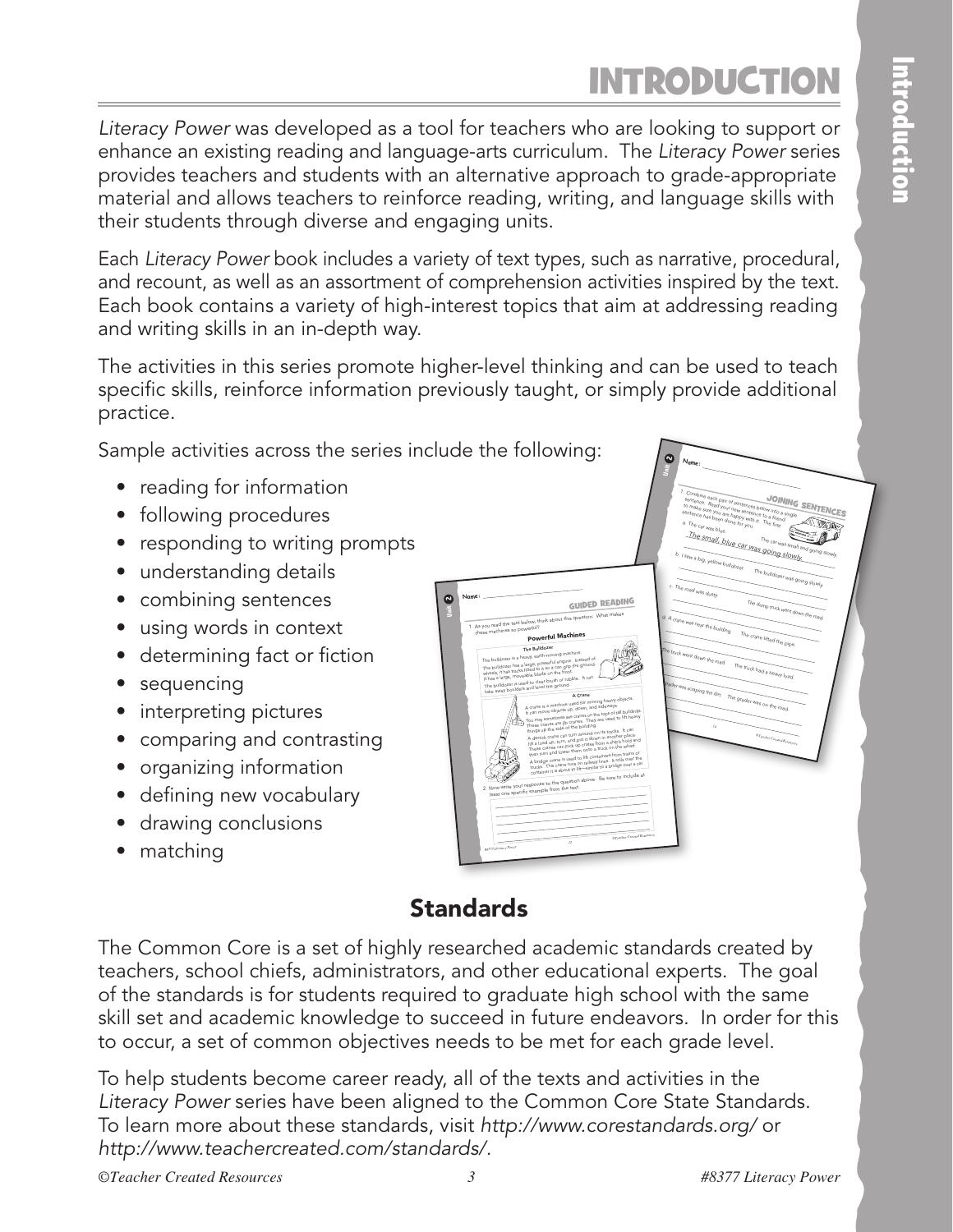# Introduction

*Literacy Power* was developed as a tool for teachers who are looking to support or enhance an existing reading and language-arts curriculum. The *Literacy Power* series provides teachers and students with an alternative approach to grade-appropriate material and allows teachers to reinforce reading, writing, and language skills with their students through diverse and engaging units.

Each *Literacy Power* book includes a variety of text types, such as narrative, procedural, and recount, as well as an assortment of comprehension activities inspired by the text. Each book contains a variety of high-interest topics that aim at addressing reading and writing skills in an in-depth way.

The activities in this series promote higher-level thinking and can be used to teach specific skills, reinforce information previously taught, or simply provide additional practice.

Sample activities across the series include the following:

- reading for information
- following procedures
- responding to writing prompts
- understanding details
- combining sentences
- using words in context
- determining fact or fiction
- sequencing
- interpreting pictures
- comparing and contrasting
- organizing information
- defining new vocabulary
- drawing conclusions
- matching

## Standards

The Common Core is a set of highly researched academic standards created by teachers, school chiefs, administrators, and other educational experts. The goal of the standards is for students required to graduate high school with the same skill set and academic knowledge to succeed in future endeavors. In order for this to occur, a set of common objectives needs to be met for each grade level.

To help students become career ready, all of the texts and activities in the *Literacy Power* series have been aligned to the Common Core State Standards. To learn more about these standards, visit *http://www.corestandards.org/* or *http://www.teachercreated.com/standards/.*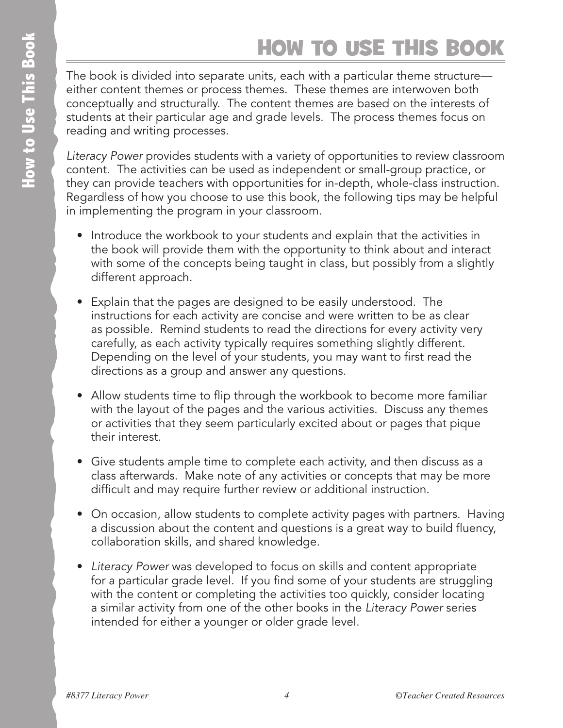# HOW TO USE THIS BOOK

The book is divided into separate units, each with a particular theme structure—either content themes or process themes. These themes are interwoven both conceptually and structurally. The content themes are based on the interests of students at their particular age and grade levels. The process themes focus on reading and writing processes.

*Literacy Power* provides students with a variety of opportunities to review classroom content. The activities can be used as independent or small-group practice, or they can provide teachers with opportunities for in-depth, whole-class instruction. Regardless of how you choose to use this book, the following tips may be helpful in implementing the program in your classroom.

- Introduce the workbook to your students and explain that the activities in the book will provide them with the opportunity to think about and interact with some of the concepts being taught in class, but possibly from a slightly different approach.
- Explain that the pages are designed to be easily understood. The instructions for each activity are concise and were written to be as clear as possible. Remind students to read the directions for every activity very carefully, as each activity typically requires something slightly different. Depending on the level of your students, you may want to first read the directions as a group and answer any questions.
- Allow students time to flip through the workbook to become more familiar with the layout of the pages and the various activities. Discuss any themes or activities that they seem particularly excited about or pages that pique their interest.
- Give students ample time to complete each activity, and then discuss as a class afterwards. Make note of any activities or concepts that may be more difficult and may require further review or additional instruction.
- On occasion, allow students to complete activity pages with partners. Having a discussion about the content and questions is a great way to build fluency, collaboration skills, and shared knowledge.
- *Literacy Power* was developed to focus on skills and content appropriate for a particular grade level. If you find some of your students are struggling with the content or completing the activities too quickly, consider locating a similar activity from one of the other books in the *Literacy Power* series intended for either a younger or older grade level.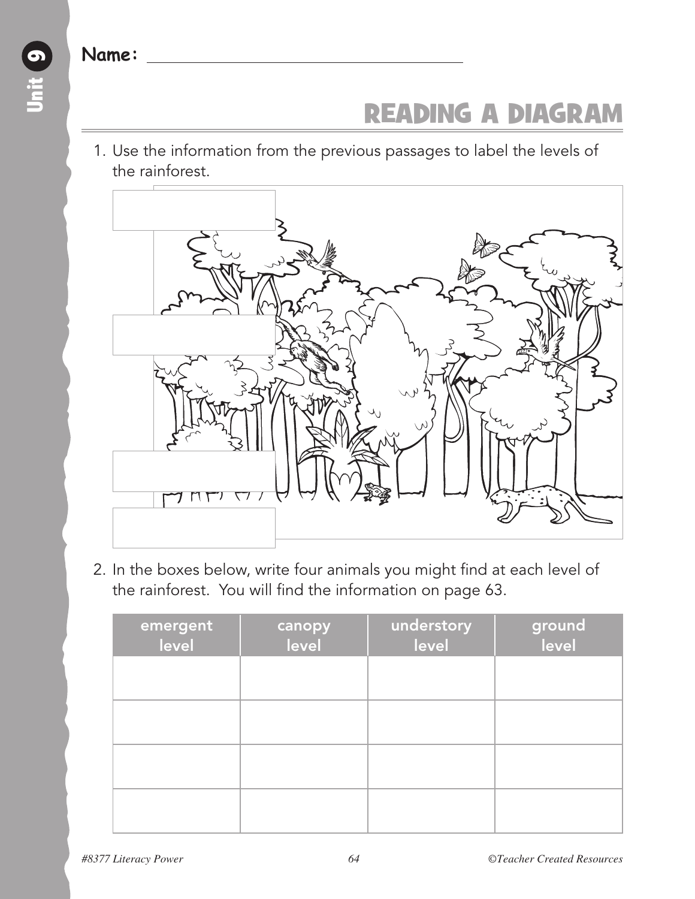Name: ______________________________

# READING A DIAGRAM

1. Use the information from the previous passages to label the levels of the rainforest.

2. In the boxes below, write four animals you might find at each level of the rainforest. You will find the information on page 63.

| emergent level | canopy level | understory level | ground level |
|---|---|---|---|
| | | | |
| | | | |
| | | | |
| | | | |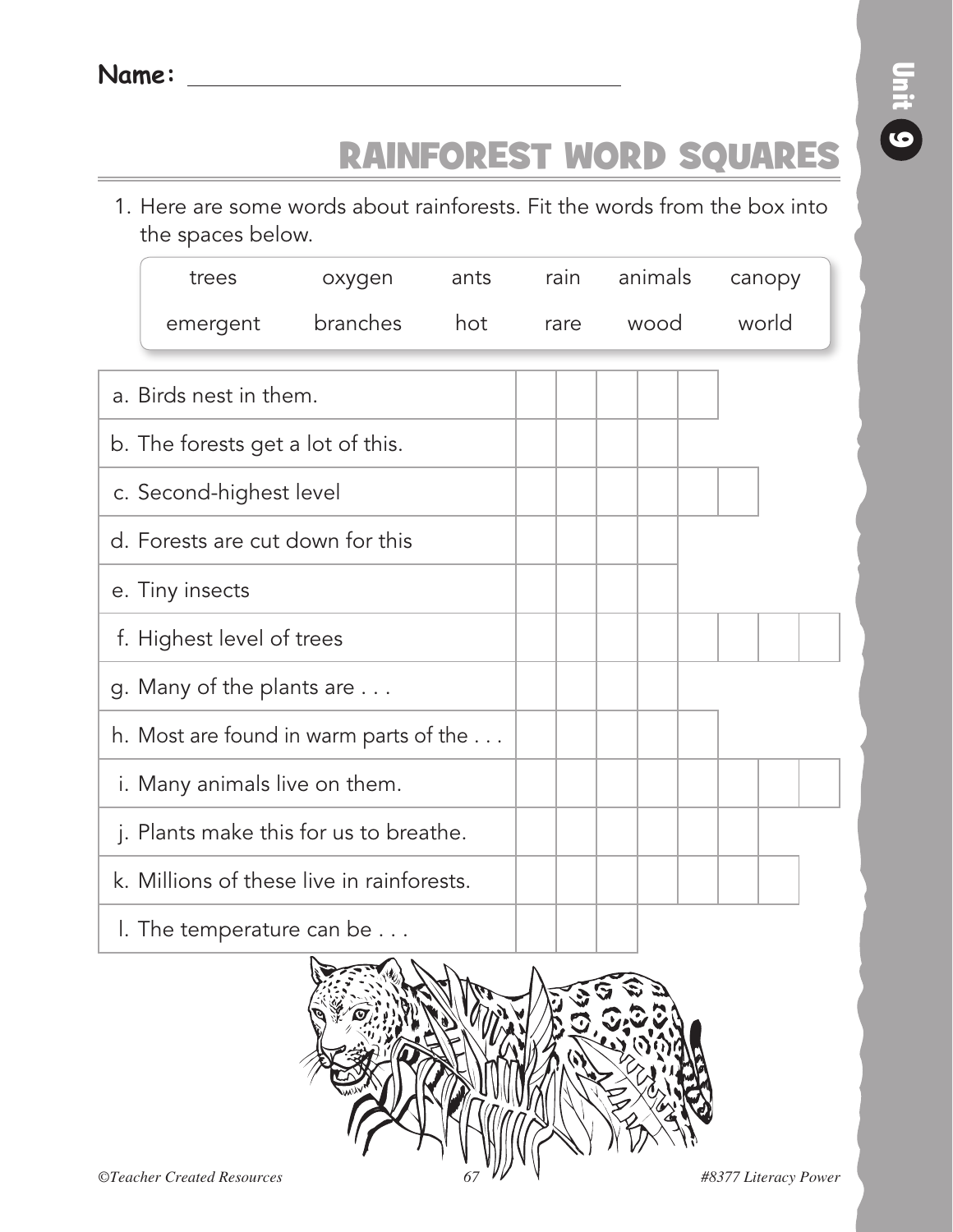Name: ___________________________

# RAINFOREST WORD SQUARES

1. Here are some words about rainforests. Fit the words from the box into the spaces below.

| | | | | | |
|---|---|---|---|---|---|
| trees | oxygen | ants | rain | animals | canopy |
| emergent | branches | hot | rare | wood | world |

| | | | | | | | | |
|---|---|---|---|---|---|---|---|---|
| a. Birds nest in them. | | | | | | | | |
| b. The forests get a lot of this. | | | | | | | | |
| c. Second-highest level | | | | | | | | |
| d. Forests are cut down for this | | | | | | | | |
| e. Tiny insects | | | | | | | | |
| f. Highest level of trees | | | | | | | | |
| g. Many of the plants are . . . | | | | | | | | |
| h. Most are found in warm parts of the . . . | | | | | | | | |
| i. Many animals live on them. | | | | | | | | |
| j. Plants make this for us to breathe. | | | | | | | | |
| k. Millions of these live in rainforests. | | | | | | | | |
| l. The temperature can be . . . | | | | | | | | |